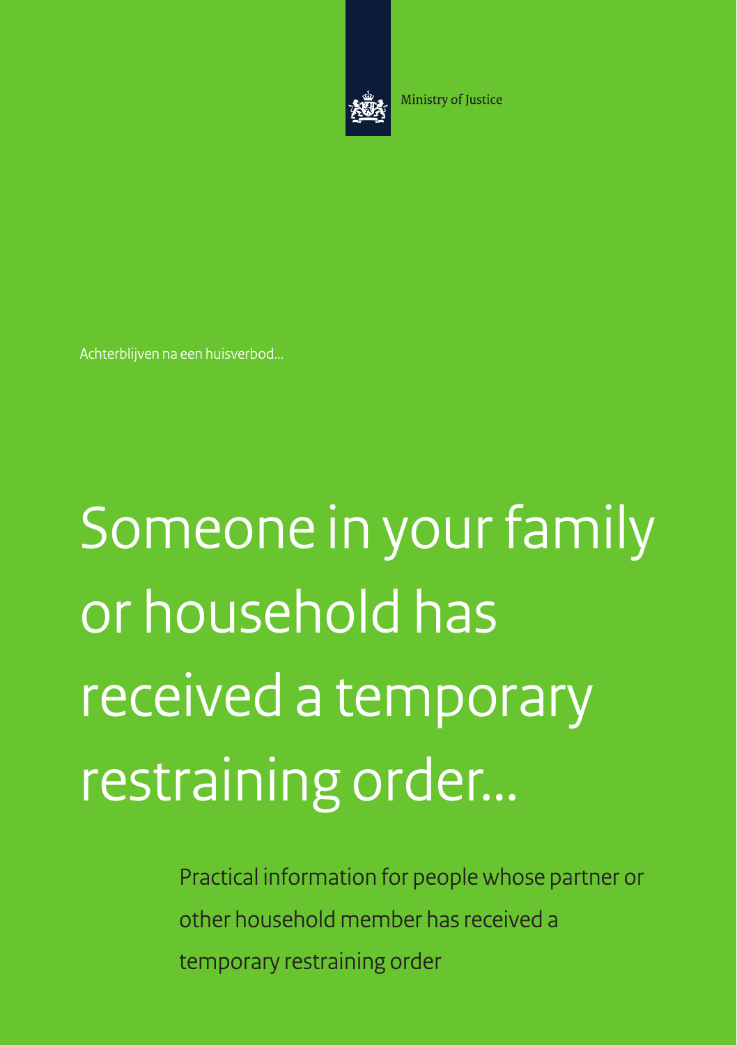Ministry of Justice

Achterblijven na een huisverbod...

# Someone in your family or household has received a temporary restraining order...

Practical information for people whose partner or other household member has received a temporary restraining order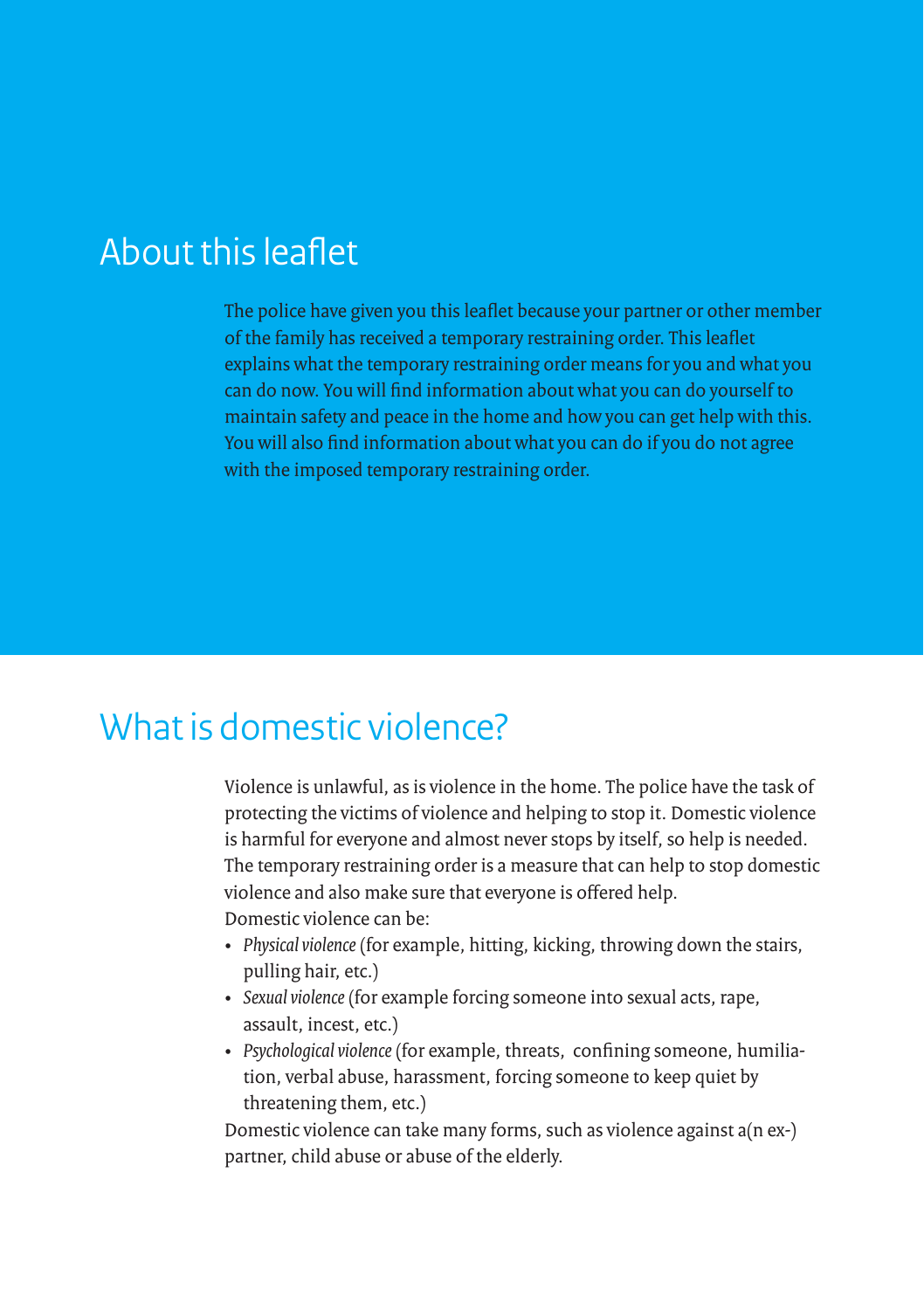## About this leaflet

The police have given you this leaflet because your partner or other member of the family has received a temporary restraining order. This leaflet explains what the temporary restraining order means for you and what you can do now. You will find information about what you can do yourself to maintain safety and peace in the home and how you can get help with this. You will also find information about what you can do if you do not agree with the imposed temporary restraining order.

## What is domestic violence?

Violence is unlawful, as is violence in the home. The police have the task of protecting the victims of violence and helping to stop it. Domestic violence is harmful for everyone and almost never stops by itself, so help is needed. The temporary restraining order is a measure that can help to stop domestic violence and also make sure that everyone is offered help.
Domestic violence can be:

- *Physical violence* (for example, hitting, kicking, throwing down the stairs, pulling hair, etc.)
- *Sexual violence* (for example forcing someone into sexual acts, rape, assault, incest, etc.)
- *Psychological violence* (for example, threats, confining someone, humiliation, verbal abuse, harassment, forcing someone to keep quiet by threatening them, etc.)

Domestic violence can take many forms, such as violence against a(n ex-) partner, child abuse or abuse of the elderly.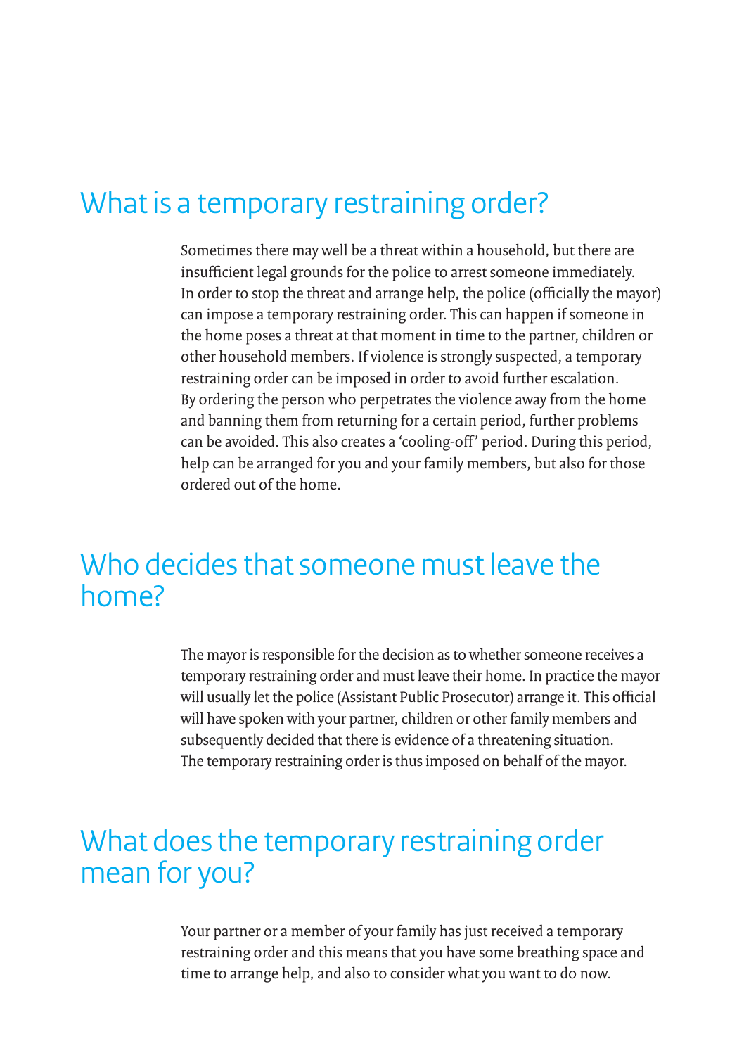## What is a temporary restraining order?

Sometimes there may well be a threat within a household, but there are insufficient legal grounds for the police to arrest someone immediately. In order to stop the threat and arrange help, the police (officially the mayor) can impose a temporary restraining order. This can happen if someone in the home poses a threat at that moment in time to the partner, children or other household members. If violence is strongly suspected, a temporary restraining order can be imposed in order to avoid further escalation. By ordering the person who perpetrates the violence away from the home and banning them from returning for a certain period, further problems can be avoided. This also creates a 'cooling-off' period. During this period, help can be arranged for you and your family members, but also for those ordered out of the home.

## Who decides that someone must leave the home?

The mayor is responsible for the decision as to whether someone receives a temporary restraining order and must leave their home. In practice the mayor will usually let the police (Assistant Public Prosecutor) arrange it. This official will have spoken with your partner, children or other family members and subsequently decided that there is evidence of a threatening situation. The temporary restraining order is thus imposed on behalf of the mayor.

## What does the temporary restraining order mean for you?

Your partner or a member of your family has just received a temporary restraining order and this means that you have some breathing space and time to arrange help, and also to consider what you want to do now.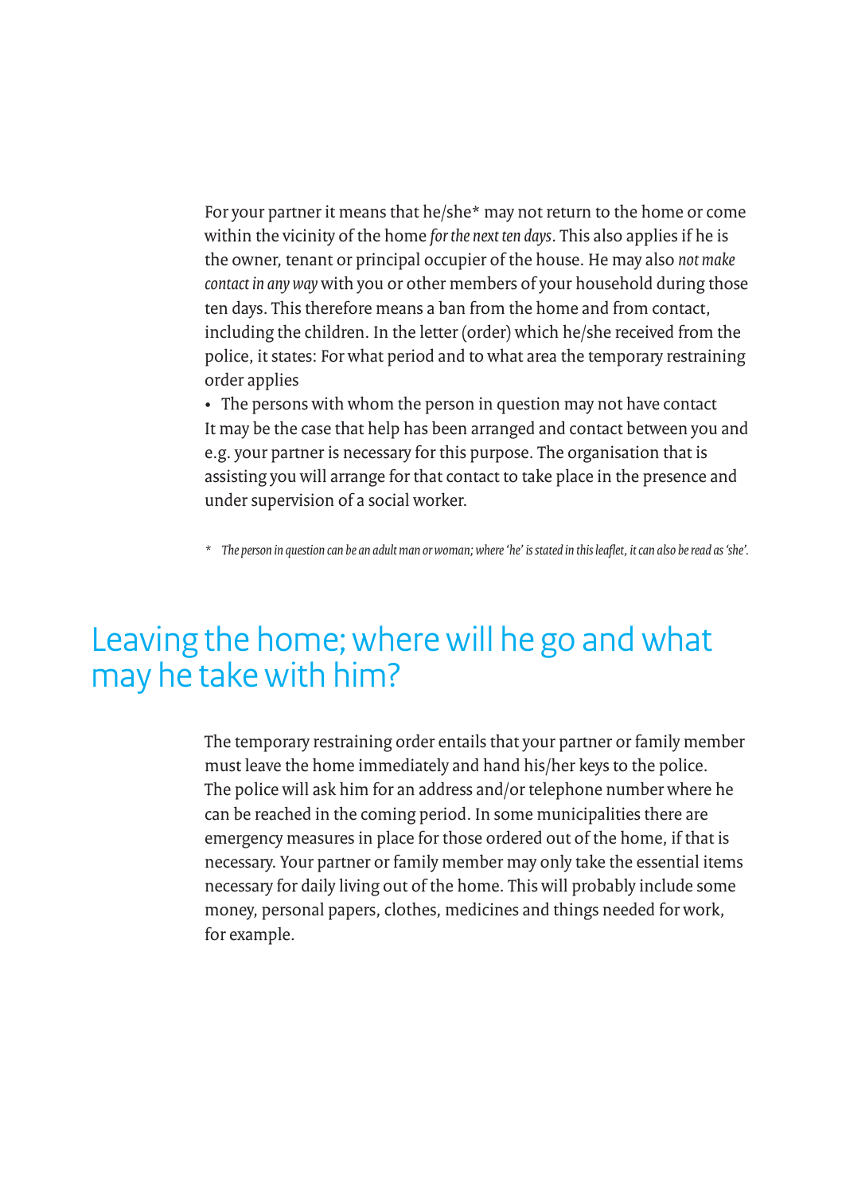For your partner it means that he/she* may not return to the home or come within the vicinity of the home *for the next ten days*. This also applies if he is the owner, tenant or principal occupier of the house. He may also *not make contact in any way* with you or other members of your household during those ten days. This therefore means a ban from the home and from contact, including the children. In the letter (order) which he/she received from the police, it states: For what period and to what area the temporary restraining order applies

- The persons with whom the person in question may not have contact

It may be the case that help has been arranged and contact between you and e.g. your partner is necessary for this purpose. The organisation that is assisting you will arrange for that contact to take place in the presence and under supervision of a social worker.

\* *The person in question can be an adult man or woman; where 'he' is stated in this leaflet, it can also be read as 'she'.*

## Leaving the home; where will he go and what may he take with him?

The temporary restraining order entails that your partner or family member must leave the home immediately and hand his/her keys to the police. The police will ask him for an address and/or telephone number where he can be reached in the coming period. In some municipalities there are emergency measures in place for those ordered out of the home, if that is necessary. Your partner or family member may only take the essential items necessary for daily living out of the home. This will probably include some money, personal papers, clothes, medicines and things needed for work, for example.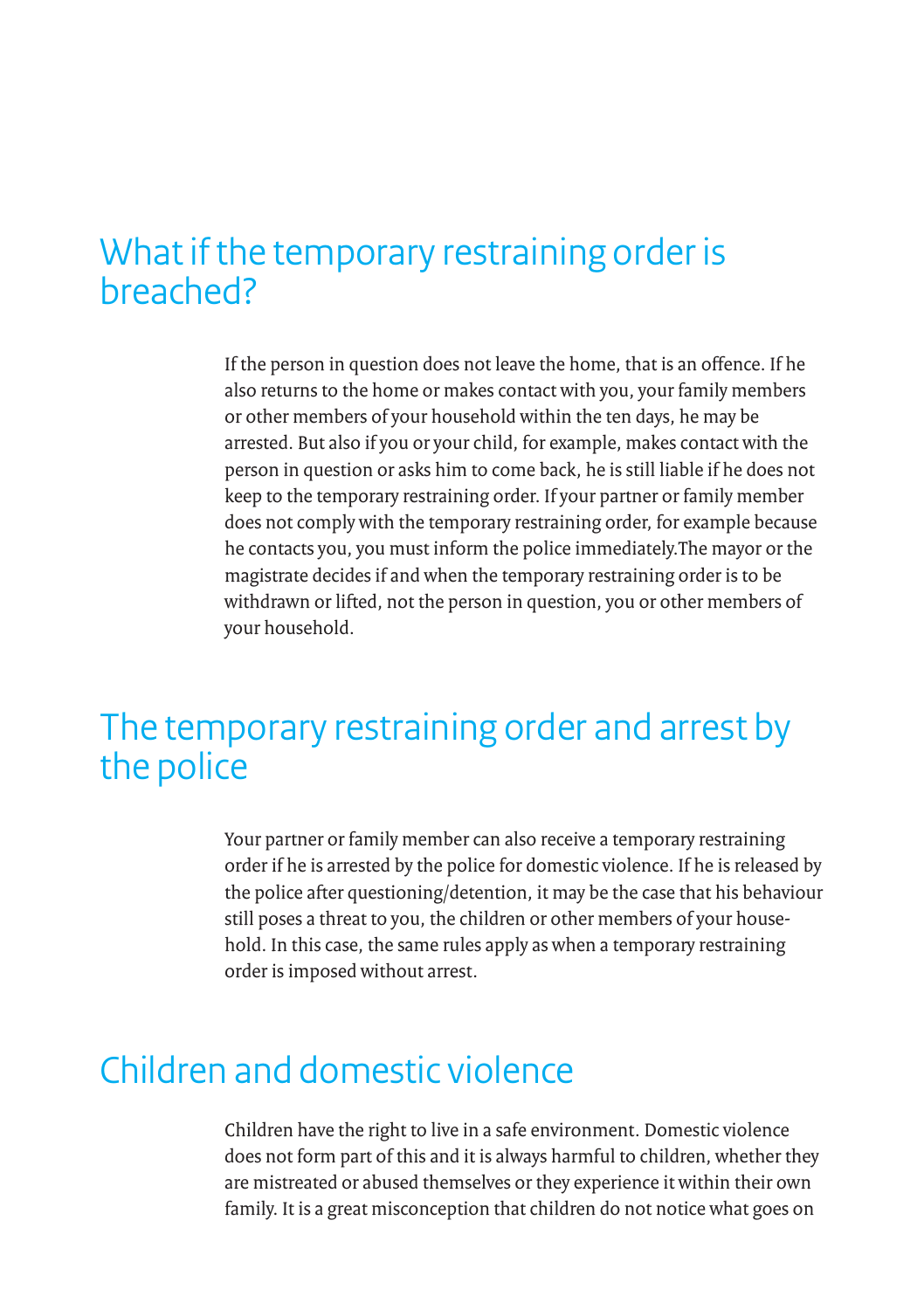## What if the temporary restraining order is breached?

If the person in question does not leave the home, that is an offence. If he also returns to the home or makes contact with you, your family members or other members of your household within the ten days, he may be arrested. But also if you or your child, for example, makes contact with the person in question or asks him to come back, he is still liable if he does not keep to the temporary restraining order. If your partner or family member does not comply with the temporary restraining order, for example because he contacts you, you must inform the police immediately.The mayor or the magistrate decides if and when the temporary restraining order is to be withdrawn or lifted, not the person in question, you or other members of your household.

## The temporary restraining order and arrest by the police

Your partner or family member can also receive a temporary restraining order if he is arrested by the police for domestic violence. If he is released by the police after questioning/detention, it may be the case that his behaviour still poses a threat to you, the children or other members of your household. In this case, the same rules apply as when a temporary restraining order is imposed without arrest.

## Children and domestic violence

Children have the right to live in a safe environment. Domestic violence does not form part of this and it is always harmful to children, whether they are mistreated or abused themselves or they experience it within their own family. It is a great misconception that children do not notice what goes on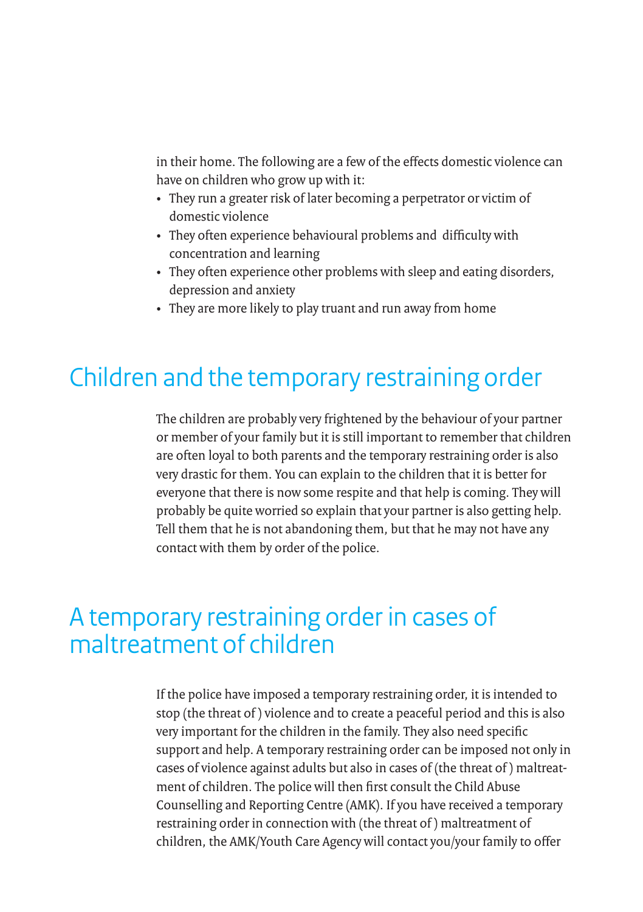in their home. The following are a few of the effects domestic violence can have on children who grow up with it:

- They run a greater risk of later becoming a perpetrator or victim of domestic violence
- They often experience behavioural problems and difficulty with concentration and learning
- They often experience other problems with sleep and eating disorders, depression and anxiety
- They are more likely to play truant and run away from home

## Children and the temporary restraining order

The children are probably very frightened by the behaviour of your partner or member of your family but it is still important to remember that children are often loyal to both parents and the temporary restraining order is also very drastic for them. You can explain to the children that it is better for everyone that there is now some respite and that help is coming. They will probably be quite worried so explain that your partner is also getting help. Tell them that he is not abandoning them, but that he may not have any contact with them by order of the police.

## A temporary restraining order in cases of maltreatment of children

If the police have imposed a temporary restraining order, it is intended to stop (the threat of) violence and to create a peaceful period and this is also very important for the children in the family. They also need specific support and help. A temporary restraining order can be imposed not only in cases of violence against adults but also in cases of (the threat of) maltreatment of children. The police will then first consult the Child Abuse Counselling and Reporting Centre (AMK). If you have received a temporary restraining order in connection with (the threat of) maltreatment of children, the AMK/Youth Care Agency will contact you/your family to offer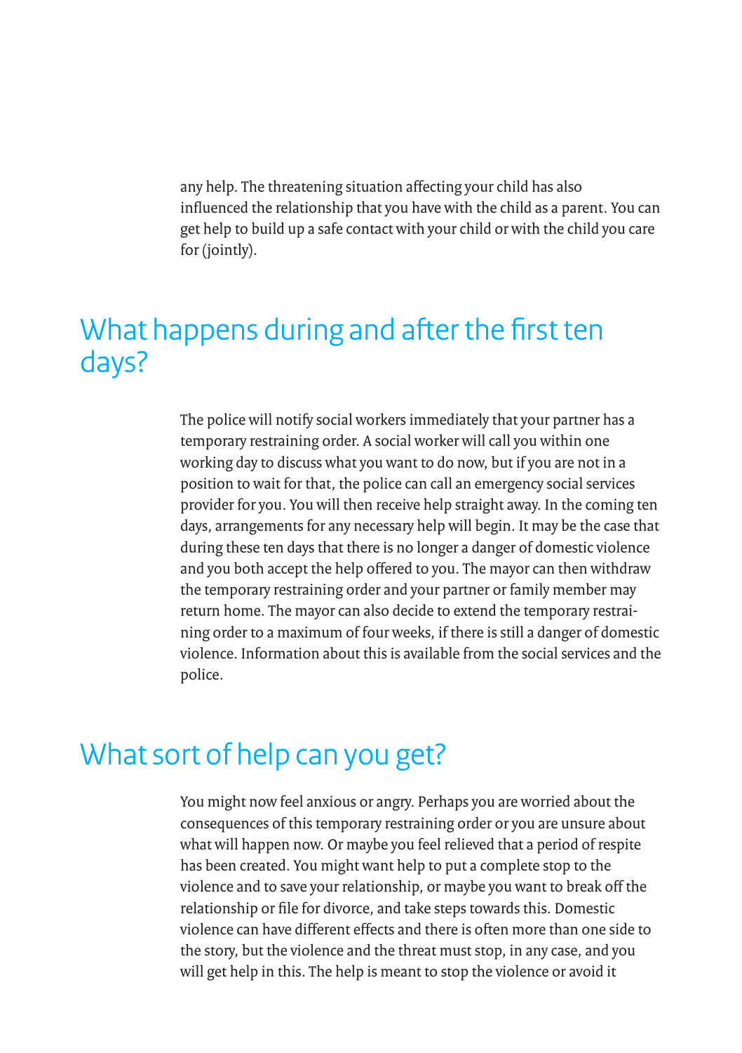any help. The threatening situation affecting your child has also influenced the relationship that you have with the child as a parent. You can get help to build up a safe contact with your child or with the child you care for (jointly).

## What happens during and after the first ten days?

The police will notify social workers immediately that your partner has a temporary restraining order. A social worker will call you within one working day to discuss what you want to do now, but if you are not in a position to wait for that, the police can call an emergency social services provider for you. You will then receive help straight away. In the coming ten days, arrangements for any necessary help will begin. It may be the case that during these ten days that there is no longer a danger of domestic violence and you both accept the help offered to you. The mayor can then withdraw the temporary restraining order and your partner or family member may return home. The mayor can also decide to extend the temporary restraining order to a maximum of four weeks, if there is still a danger of domestic violence. Information about this is available from the social services and the police.

## What sort of help can you get?

You might now feel anxious or angry. Perhaps you are worried about the consequences of this temporary restraining order or you are unsure about what will happen now. Or maybe you feel relieved that a period of respite has been created. You might want help to put a complete stop to the violence and to save your relationship, or maybe you want to break off the relationship or file for divorce, and take steps towards this. Domestic violence can have different effects and there is often more than one side to the story, but the violence and the threat must stop, in any case, and you will get help in this. The help is meant to stop the violence or avoid it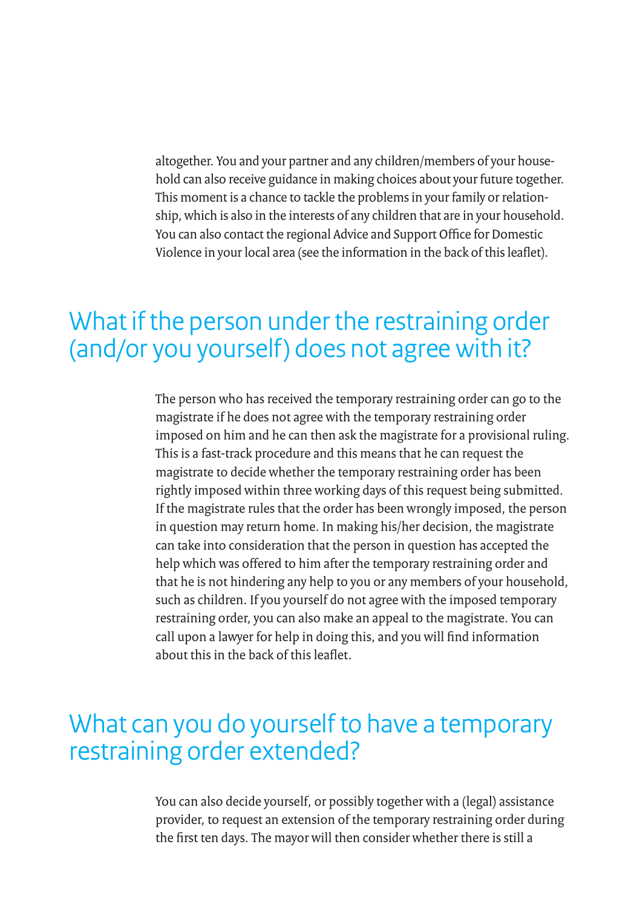altogether. You and your partner and any children/members of your household can also receive guidance in making choices about your future together. This moment is a chance to tackle the problems in your family or relationship, which is also in the interests of any children that are in your household. You can also contact the regional Advice and Support Office for Domestic Violence in your local area (see the information in the back of this leaflet).

## What if the person under the restraining order (and/or you yourself) does not agree with it?

The person who has received the temporary restraining order can go to the magistrate if he does not agree with the temporary restraining order imposed on him and he can then ask the magistrate for a provisional ruling. This is a fast-track procedure and this means that he can request the magistrate to decide whether the temporary restraining order has been rightly imposed within three working days of this request being submitted. If the magistrate rules that the order has been wrongly imposed, the person in question may return home. In making his/her decision, the magistrate can take into consideration that the person in question has accepted the help which was offered to him after the temporary restraining order and that he is not hindering any help to you or any members of your household, such as children. If you yourself do not agree with the imposed temporary restraining order, you can also make an appeal to the magistrate. You can call upon a lawyer for help in doing this, and you will find information about this in the back of this leaflet.

## What can you do yourself to have a temporary restraining order extended?

You can also decide yourself, or possibly together with a (legal) assistance provider, to request an extension of the temporary restraining order during the first ten days. The mayor will then consider whether there is still a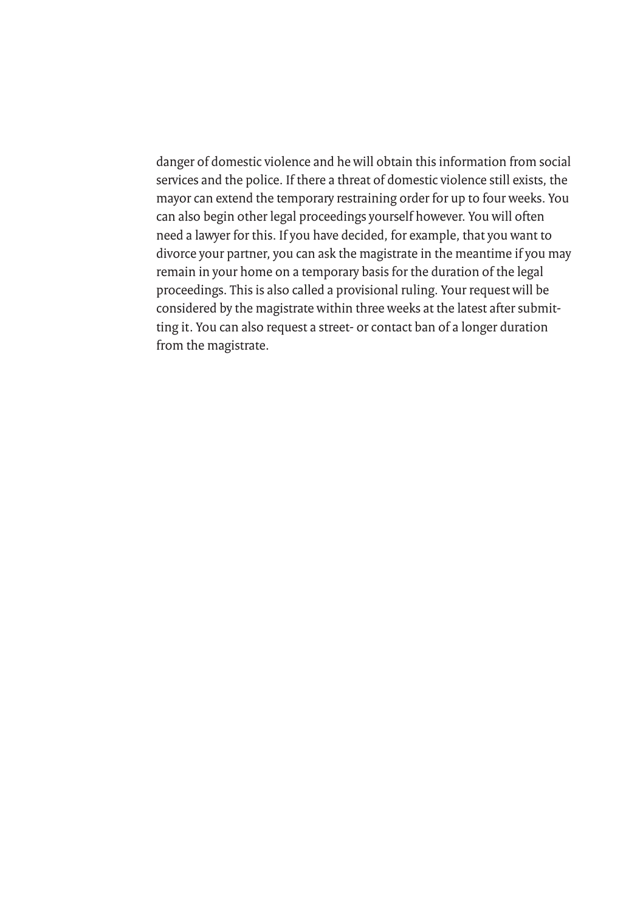danger of domestic violence and he will obtain this information from social services and the police. If there a threat of domestic violence still exists, the mayor can extend the temporary restraining order for up to four weeks. You can also begin other legal proceedings yourself however. You will often need a lawyer for this. If you have decided, for example, that you want to divorce your partner, you can ask the magistrate in the meantime if you may remain in your home on a temporary basis for the duration of the legal proceedings. This is also called a provisional ruling. Your request will be considered by the magistrate within three weeks at the latest after submitting it. You can also request a street- or contact ban of a longer duration from the magistrate.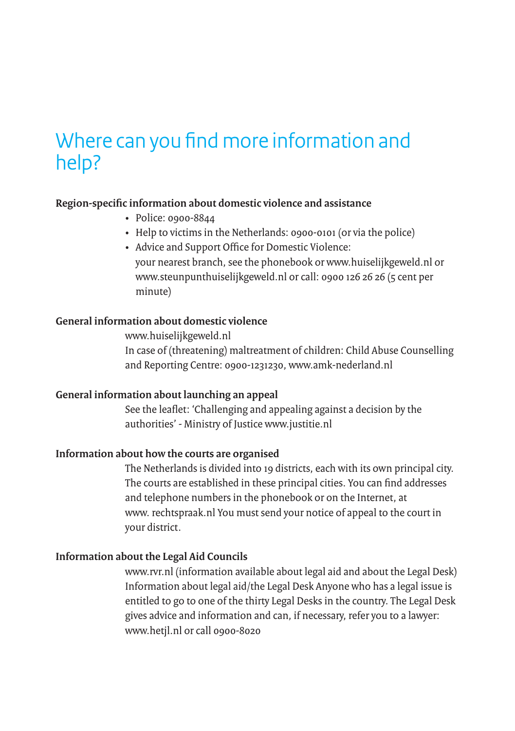# Where can you find more information and help?

**Region-specific information about domestic violence and assistance**

- Police: 0900-8844
- Help to victims in the Netherlands: 0900-0101 (or via the police)
- Advice and Support Office for Domestic Violence: your nearest branch, see the phonebook or www.huiselijkgeweld.nl or www.steunpunthuiselijkgeweld.nl or call: 0900 126 26 26 (5 cent per minute)

**General information about domestic violence**

www.huiselijkgeweld.nl
In case of (threatening) maltreatment of children: Child Abuse Counselling and Reporting Centre: 0900-1231230, www.amk-nederland.nl

**General information about launching an appeal**

See the leaflet: 'Challenging and appealing against a decision by the authorities' - Ministry of Justice www.justitie.nl

**Information about how the courts are organised**

The Netherlands is divided into 19 districts, each with its own principal city. The courts are established in these principal cities. You can find addresses and telephone numbers in the phonebook or on the Internet, at www. rechtspraak.nl You must send your notice of appeal to the court in your district.

**Information about the Legal Aid Councils**

www.rvr.nl (information available about legal aid and about the Legal Desk) Information about legal aid/the Legal Desk Anyone who has a legal issue is entitled to go to one of the thirty Legal Desks in the country. The Legal Desk gives advice and information and can, if necessary, refer you to a lawyer: www.hetjl.nl or call 0900-8020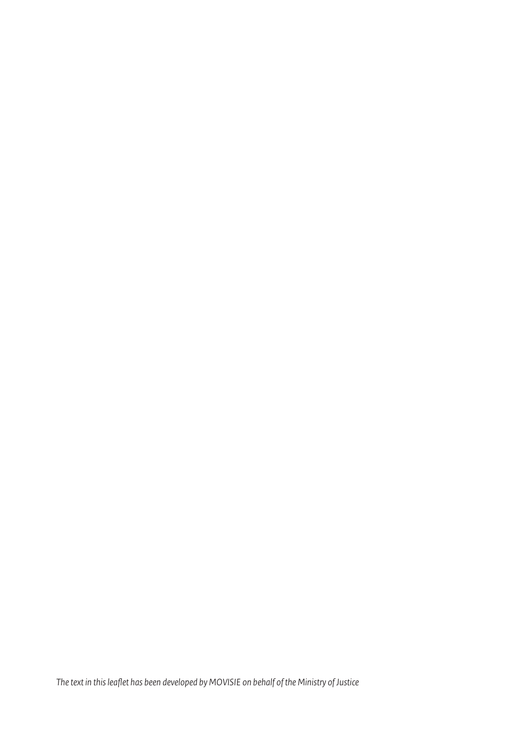*The text in this leaflet has been developed by MOVISIE on behalf of the Ministry of Justice*